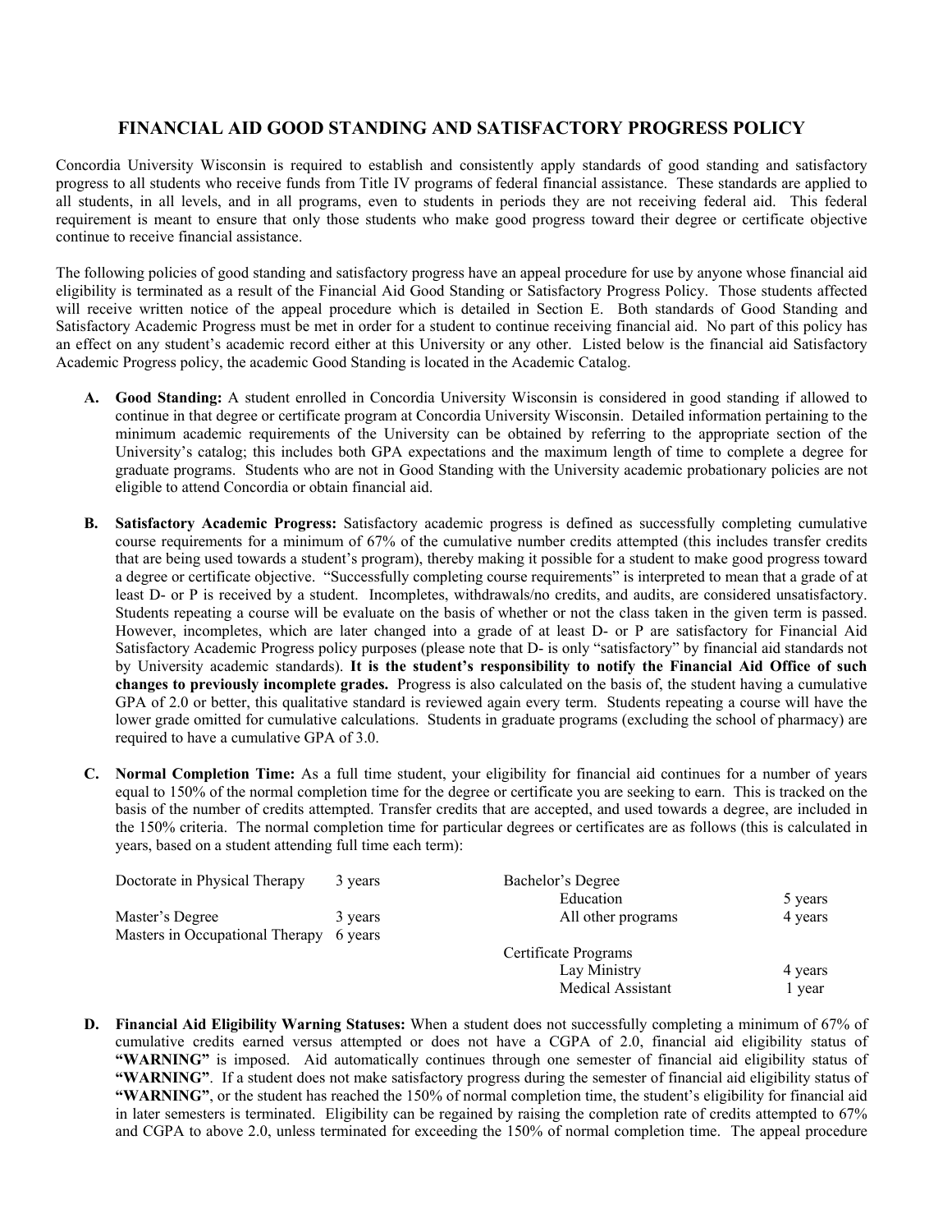# FINANCIAL AID GOOD STANDING AND SATISFACTORY PROGRESS POLICY

Concordia University Wisconsin is required to establish and consistently apply standards of good standing and satisfactory progress to all students who receive funds from Title IV programs of federal financial assistance. These standards are applied to all students, in all levels, and in all programs, even to students in periods they are not receiving federal aid. This federal requirement is meant to ensure that only those students who make good progress toward their degree or certificate objective continue to receive financial assistance.

The following policies of good standing and satisfactory progress have an appeal procedure for use by anyone whose financial aid eligibility is terminated as a result of the Financial Aid Good Standing or Satisfactory Progress Policy. Those students affected will receive written notice of the appeal procedure which is detailed in Section E. Both standards of Good Standing and Satisfactory Academic Progress must be met in order for a student to continue receiving financial aid. No part of this policy has an effect on any student's academic record either at this University or any other. Listed below is the financial aid Satisfactory Academic Progress policy, the academic Good Standing is located in the Academic Catalog.

A. **Good Standing:** A student enrolled in Concordia University Wisconsin is considered in good standing if allowed to continue in that degree or certificate program at Concordia University Wisconsin. Detailed information pertaining to the minimum academic requirements of the University can be obtained by referring to the appropriate section of the University's catalog; this includes both GPA expectations and the maximum length of time to complete a degree for graduate programs. Students who are not in Good Standing with the University academic probationary policies are not eligible to attend Concordia or obtain financial aid.

B. **Satisfactory Academic Progress:** Satisfactory academic progress is defined as successfully completing cumulative course requirements for a minimum of 67% of the cumulative number credits attempted (this includes transfer credits that are being used towards a student's program), thereby making it possible for a student to make good progress toward a degree or certificate objective. "Successfully completing course requirements" is interpreted to mean that a grade of at least D- or P is received by a student. Incompletes, withdrawals/no credits, and audits, are considered unsatisfactory. Students repeating a course will be evaluate on the basis of whether or not the class taken in the given term is passed. However, incompletes, which are later changed into a grade of at least D- or P are satisfactory for Financial Aid Satisfactory Academic Progress policy purposes (please note that D- is only "satisfactory" by financial aid standards not by University academic standards). **It is the student's responsibility to notify the Financial Aid Office of such changes to previously incomplete grades.** Progress is also calculated on the basis of, the student having a cumulative GPA of 2.0 or better, this qualitative standard is reviewed again every term. Students repeating a course will have the lower grade omitted for cumulative calculations. Students in graduate programs (excluding the school of pharmacy) are required to have a cumulative GPA of 3.0.

C. **Normal Completion Time:** As a full time student, your eligibility for financial aid continues for a number of years equal to 150% of the normal completion time for the degree or certificate you are seeking to earn. This is tracked on the basis of the number of credits attempted. Transfer credits that are accepted, and used towards a degree, are included in the 150% criteria. The normal completion time for particular degrees or certificates are as follows (this is calculated in years, based on a student attending full time each term):

| | | | |
|---|---|---|---|
| Doctorate in Physical Therapy | 3 years | Bachelor's Degree | |
| | | Education | 5 years |
| Master's Degree | 3 years | All other programs | 4 years |
| Masters in Occupational Therapy | 6 years | | |
| | | Certificate Programs | |
| | | Lay Ministry | 4 years |
| | | Medical Assistant | 1 year |

D. **Financial Aid Eligibility Warning Statuses:** When a student does not successfully completing a minimum of 67% of cumulative credits earned versus attempted or does not have a CGPA of 2.0, financial aid eligibility status of **"WARNING"** is imposed. Aid automatically continues through one semester of financial aid eligibility status of **"WARNING"**. If a student does not make satisfactory progress during the semester of financial aid eligibility status of **"WARNING"**, or the student has reached the 150% of normal completion time, the student's eligibility for financial aid in later semesters is terminated. Eligibility can be regained by raising the completion rate of credits attempted to 67% and CGPA to above 2.0, unless terminated for exceeding the 150% of normal completion time. The appeal procedure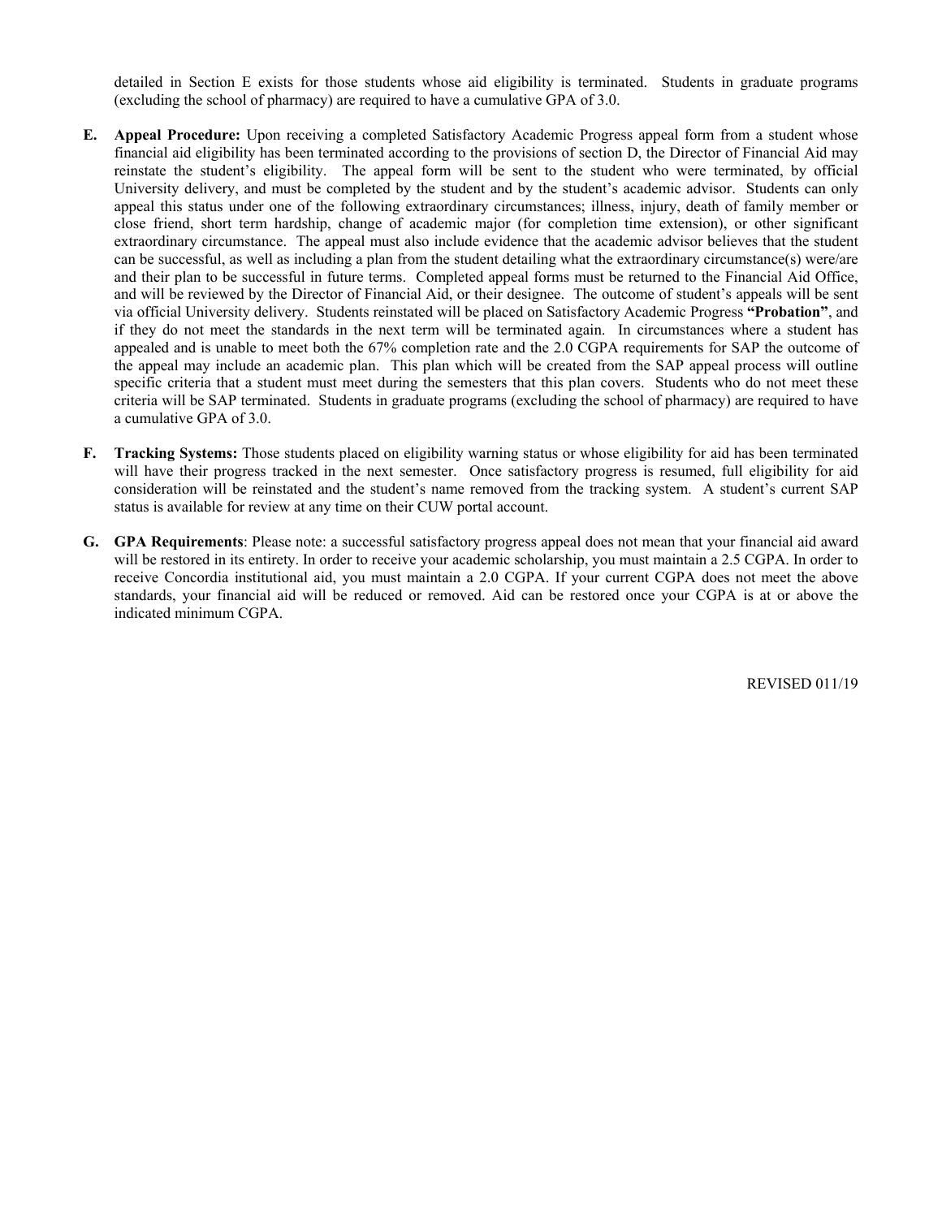detailed in Section E exists for those students whose aid eligibility is terminated. Students in graduate programs (excluding the school of pharmacy) are required to have a cumulative GPA of 3.0.

**E. Appeal Procedure:** Upon receiving a completed Satisfactory Academic Progress appeal form from a student whose financial aid eligibility has been terminated according to the provisions of section D, the Director of Financial Aid may reinstate the student's eligibility. The appeal form will be sent to the student who were terminated, by official University delivery, and must be completed by the student and by the student's academic advisor. Students can only appeal this status under one of the following extraordinary circumstances; illness, injury, death of family member or close friend, short term hardship, change of academic major (for completion time extension), or other significant extraordinary circumstance. The appeal must also include evidence that the academic advisor believes that the student can be successful, as well as including a plan from the student detailing what the extraordinary circumstance(s) were/are and their plan to be successful in future terms. Completed appeal forms must be returned to the Financial Aid Office, and will be reviewed by the Director of Financial Aid, or their designee. The outcome of student's appeals will be sent via official University delivery. Students reinstated will be placed on Satisfactory Academic Progress **"Probation"**, and if they do not meet the standards in the next term will be terminated again. In circumstances where a student has appealed and is unable to meet both the 67% completion rate and the 2.0 CGPA requirements for SAP the outcome of the appeal may include an academic plan. This plan which will be created from the SAP appeal process will outline specific criteria that a student must meet during the semesters that this plan covers. Students who do not meet these criteria will be SAP terminated. Students in graduate programs (excluding the school of pharmacy) are required to have a cumulative GPA of 3.0.

**F. Tracking Systems:** Those students placed on eligibility warning status or whose eligibility for aid has been terminated will have their progress tracked in the next semester. Once satisfactory progress is resumed, full eligibility for aid consideration will be reinstated and the student's name removed from the tracking system. A student's current SAP status is available for review at any time on their CUW portal account.

**G. GPA Requirements**: Please note: a successful satisfactory progress appeal does not mean that your financial aid award will be restored in its entirety. In order to receive your academic scholarship, you must maintain a 2.5 CGPA. In order to receive Concordia institutional aid, you must maintain a 2.0 CGPA. If your current CGPA does not meet the above standards, your financial aid will be reduced or removed. Aid can be restored once your CGPA is at or above the indicated minimum CGPA.

REVISED 011/19